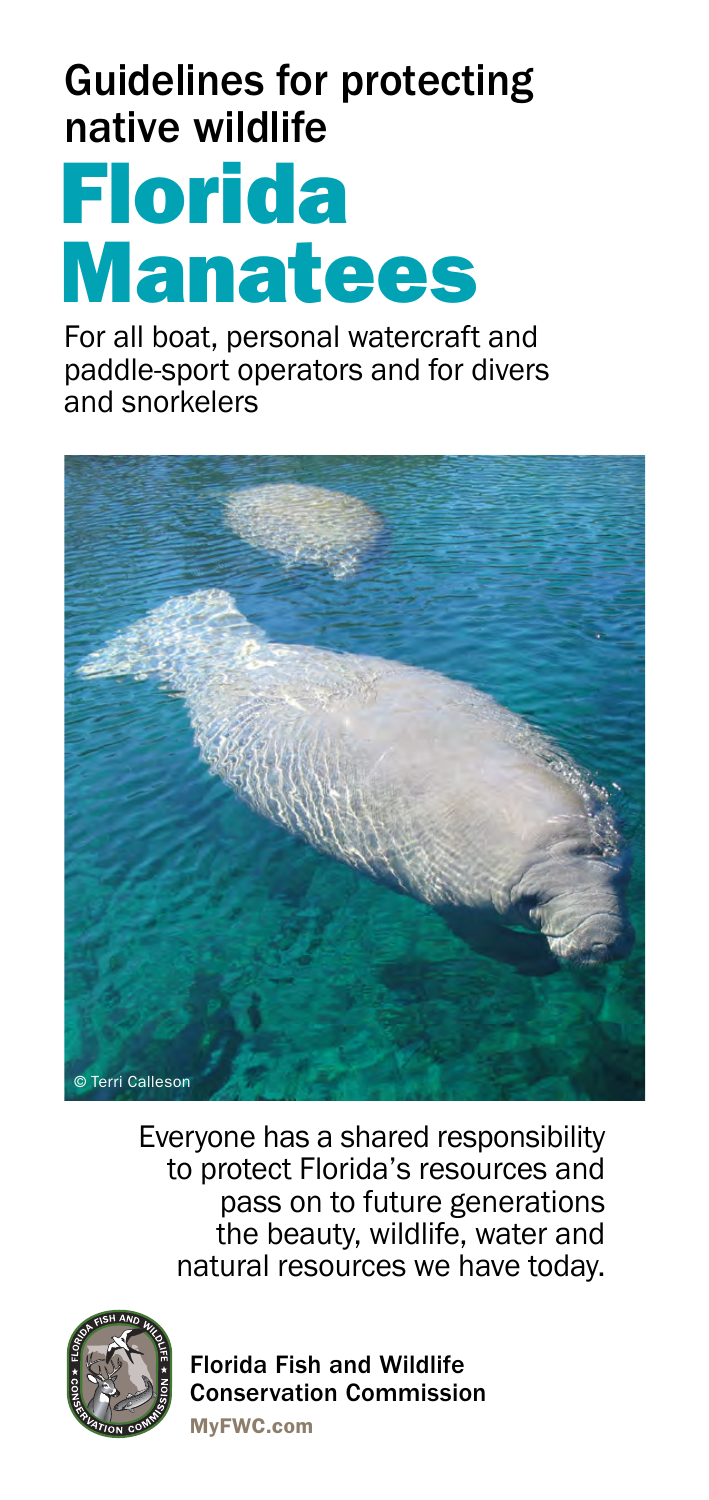## Guidelines for protecting native wildlife

# Florida Manatees

For all boat, personal watercraft and paddle-sport operators and for divers and snorkelers

© Terri Calleson

Everyone has a shared responsibility to protect Florida's resources and pass on to future generations the beauty, wildlife, water and natural resources we have today.

**Florida Fish and Wildlife Conservation Commission**

**MyFWC.com**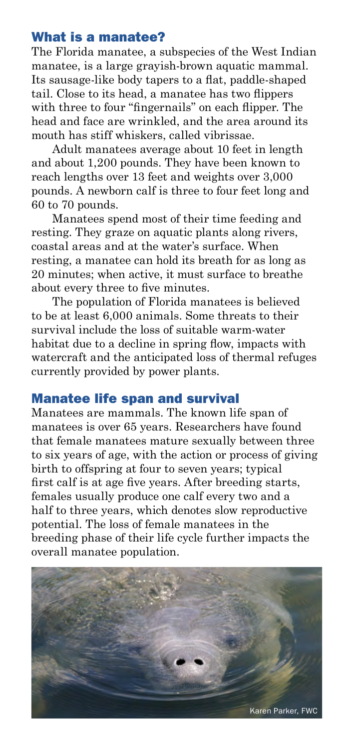## What is a manatee?

The Florida manatee, a subspecies of the West Indian manatee, is a large grayish-brown aquatic mammal. Its sausage-like body tapers to a flat, paddle-shaped tail. Close to its head, a manatee has two flippers with three to four "fingernails" on each flipper. The head and face are wrinkled, and the area around its mouth has stiff whiskers, called vibrissae.

Adult manatees average about 10 feet in length and about 1,200 pounds. They have been known to reach lengths over 13 feet and weights over 3,000 pounds. A newborn calf is three to four feet long and 60 to 70 pounds.

Manatees spend most of their time feeding and resting. They graze on aquatic plants along rivers, coastal areas and at the water's surface. When resting, a manatee can hold its breath for as long as 20 minutes; when active, it must surface to breathe about every three to five minutes.

The population of Florida manatees is believed to be at least 6,000 animals. Some threats to their survival include the loss of suitable warm-water habitat due to a decline in spring flow, impacts with watercraft and the anticipated loss of thermal refuges currently provided by power plants.

## Manatee life span and survival

Manatees are mammals. The known life span of manatees is over 65 years. Researchers have found that female manatees mature sexually between three to six years of age, with the action or process of giving birth to offspring at four to seven years; typical first calf is at age five years. After breeding starts, females usually produce one calf every two and a half to three years, which denotes slow reproductive potential. The loss of female manatees in the breeding phase of their life cycle further impacts the overall manatee population.

Karen Parker, FWC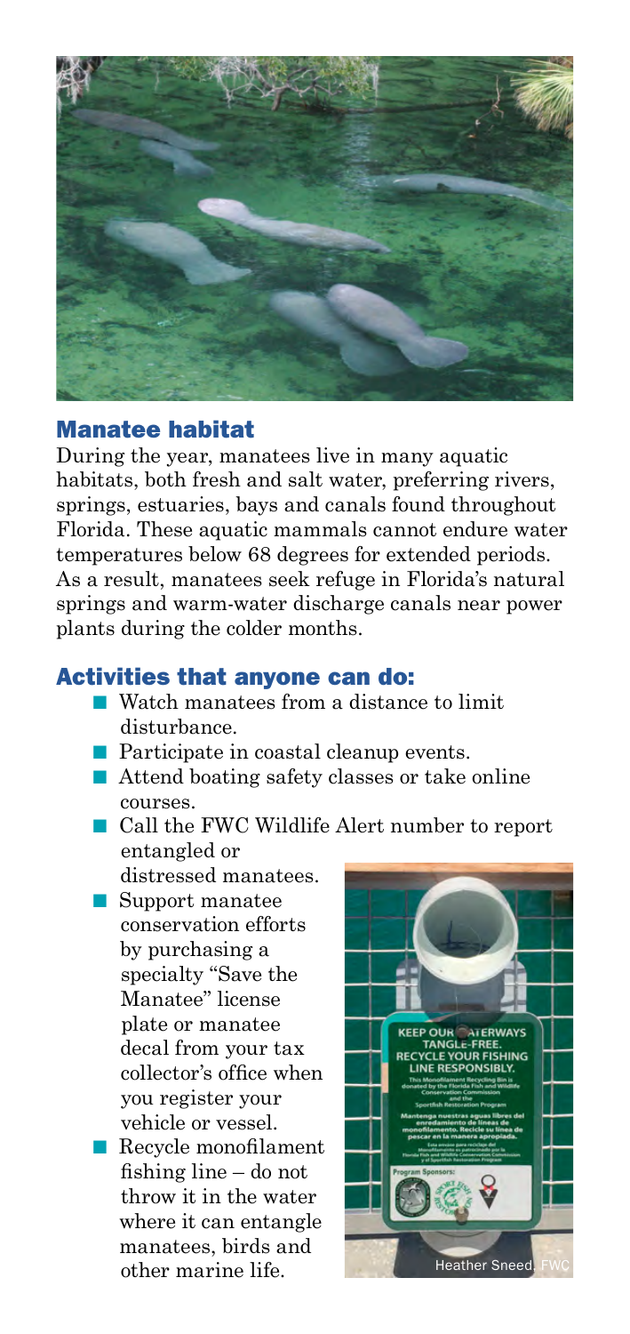## Manatee habitat

During the year, manatees live in many aquatic habitats, both fresh and salt water, preferring rivers, springs, estuaries, bays and canals found throughout Florida. These aquatic mammals cannot endure water temperatures below 68 degrees for extended periods. As a result, manatees seek refuge in Florida's natural springs and warm-water discharge canals near power plants during the colder months.

## Activities that anyone can do:

- Watch manatees from a distance to limit disturbance.
- Participate in coastal cleanup events.
- Attend boating safety classes or take online courses.
- Call the FWC Wildlife Alert number to report entangled or distressed manatees.
- Support manatee conservation efforts by purchasing a specialty "Save the Manatee" license plate or manatee decal from your tax collector's office when you register your vehicle or vessel.
- Recycle monofilament fishing line – do not throw it in the water where it can entangle manatees, birds and other marine life.

Heather Sneed, FWC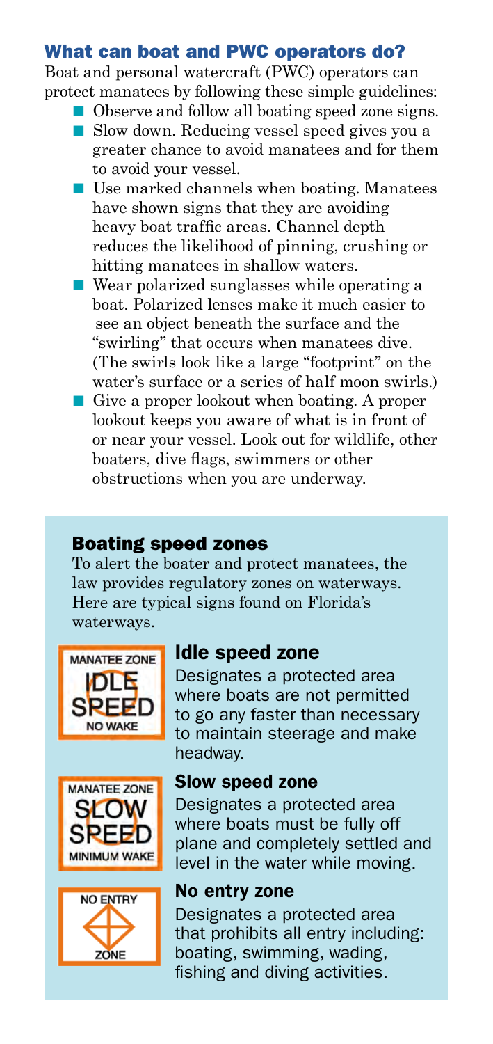## What can boat and PWC operators do?

Boat and personal watercraft (PWC) operators can protect manatees by following these simple guidelines:

- Observe and follow all boating speed zone signs.
- Slow down. Reducing vessel speed gives you a greater chance to avoid manatees and for them to avoid your vessel.
- Use marked channels when boating. Manatees have shown signs that they are avoiding heavy boat traffic areas. Channel depth reduces the likelihood of pinning, crushing or hitting manatees in shallow waters.
- Wear polarized sunglasses while operating a boat. Polarized lenses make it much easier to see an object beneath the surface and the "swirling" that occurs when manatees dive. (The swirls look like a large "footprint" on the water's surface or a series of half moon swirls.)
- Give a proper lookout when boating. A proper lookout keeps you aware of what is in front of or near your vessel. Look out for wildlife, other boaters, dive flags, swimmers or other obstructions when you are underway.

### Boating speed zones

To alert the boater and protect manatees, the law provides regulatory zones on waterways. Here are typical signs found on Florida's waterways.

MANATEE ZONE
IDLE SPEED
NO WAKE

#### Idle speed zone

Designates a protected area where boats are not permitted to go any faster than necessary to maintain steerage and make headway.

MANATEE ZONE
SLOW SPEED
MINIMUM WAKE

#### Slow speed zone

Designates a protected area where boats must be fully off plane and completely settled and level in the water while moving.

NO ENTRY
ZONE

#### No entry zone

Designates a protected area that prohibits all entry including: boating, swimming, wading, fishing and diving activities.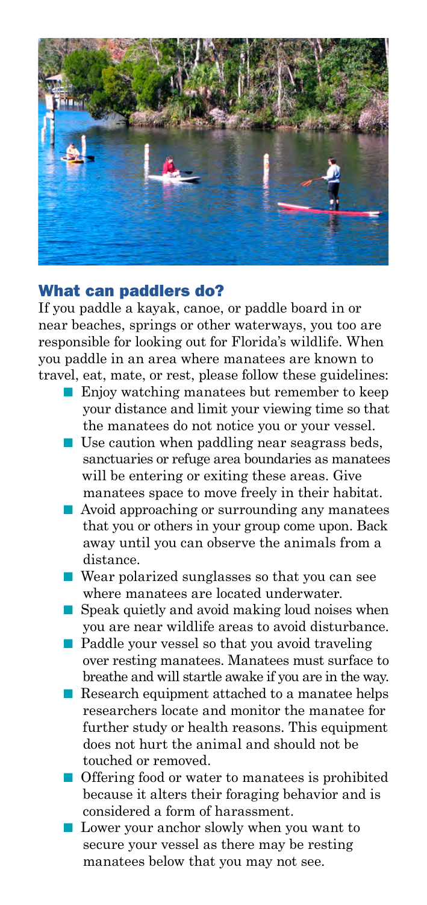## What can paddlers do?

If you paddle a kayak, canoe, or paddle board in or near beaches, springs or other waterways, you too are responsible for looking out for Florida's wildlife. When you paddle in an area where manatees are known to travel, eat, mate, or rest, please follow these guidelines:

- Enjoy watching manatees but remember to keep your distance and limit your viewing time so that the manatees do not notice you or your vessel.
- Use caution when paddling near seagrass beds, sanctuaries or refuge area boundaries as manatees will be entering or exiting these areas. Give manatees space to move freely in their habitat.
- Avoid approaching or surrounding any manatees that you or others in your group come upon. Back away until you can observe the animals from a distance.
- Wear polarized sunglasses so that you can see where manatees are located underwater.
- Speak quietly and avoid making loud noises when you are near wildlife areas to avoid disturbance.
- Paddle your vessel so that you avoid traveling over resting manatees. Manatees must surface to breathe and will startle awake if you are in the way.
- Research equipment attached to a manatee helps researchers locate and monitor the manatee for further study or health reasons. This equipment does not hurt the animal and should not be touched or removed.
- Offering food or water to manatees is prohibited because it alters their foraging behavior and is considered a form of harassment.
- Lower your anchor slowly when you want to secure your vessel as there may be resting manatees below that you may not see.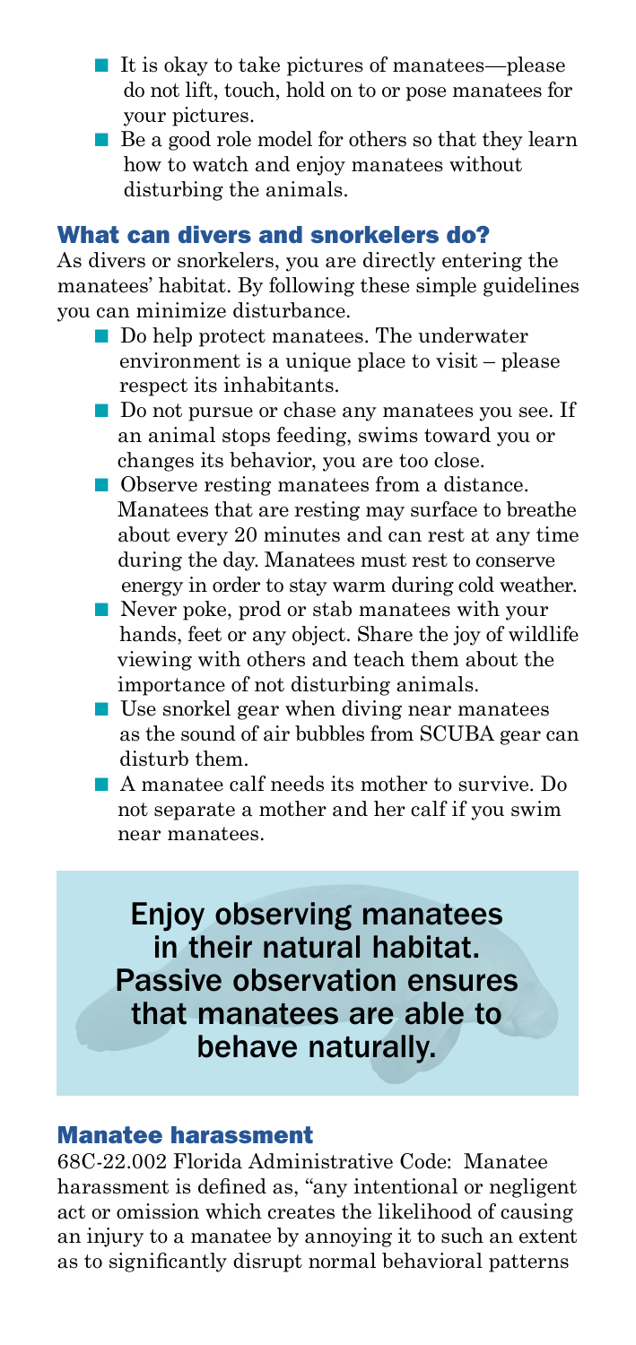- It is okay to take pictures of manatees—please do not lift, touch, hold on to or pose manatees for your pictures.
- Be a good role model for others so that they learn how to watch and enjoy manatees without disturbing the animals.

## What can divers and snorkelers do?

As divers or snorkelers, you are directly entering the manatees' habitat. By following these simple guidelines you can minimize disturbance.

- Do help protect manatees. The underwater environment is a unique place to visit – please respect its inhabitants.
- Do not pursue or chase any manatees you see. If an animal stops feeding, swims toward you or changes its behavior, you are too close.
- Observe resting manatees from a distance. Manatees that are resting may surface to breathe about every 20 minutes and can rest at any time during the day. Manatees must rest to conserve energy in order to stay warm during cold weather.
- Never poke, prod or stab manatees with your hands, feet or any object. Share the joy of wildlife viewing with others and teach them about the importance of not disturbing animals.
- Use snorkel gear when diving near manatees as the sound of air bubbles from SCUBA gear can disturb them.
- A manatee calf needs its mother to survive. Do not separate a mother and her calf if you swim near manatees.

**Enjoy observing manatees in their natural habitat. Passive observation ensures that manatees are able to behave naturally.**

## Manatee harassment

68C-22.002 Florida Administrative Code: Manatee harassment is defined as, "any intentional or negligent act or omission which creates the likelihood of causing an injury to a manatee by annoying it to such an extent as to significantly disrupt normal behavioral patterns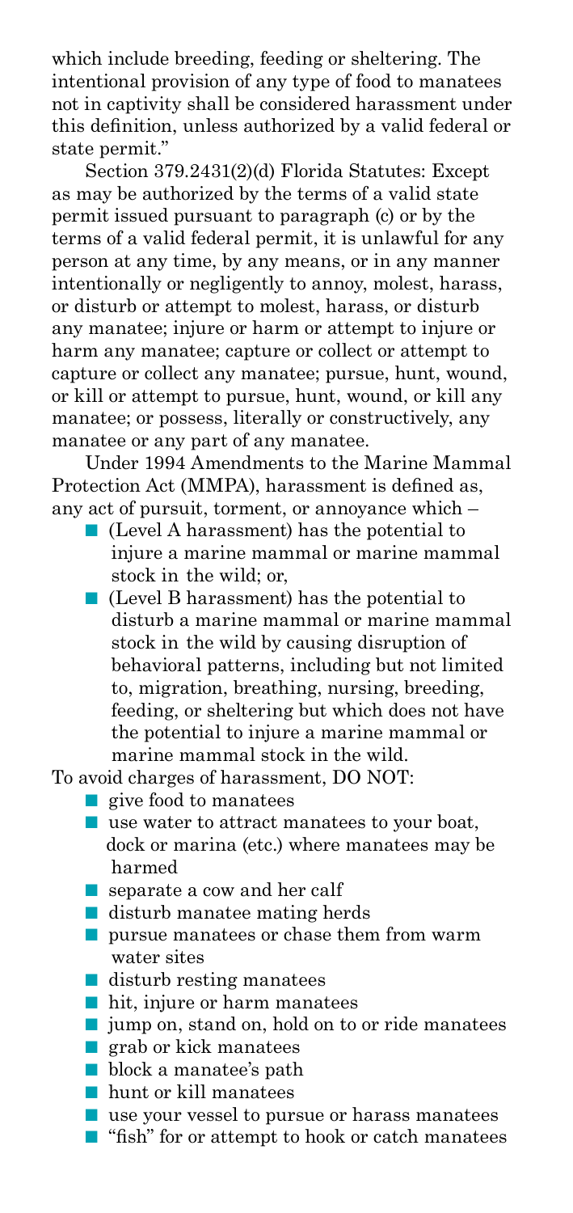which include breeding, feeding or sheltering. The intentional provision of any type of food to manatees not in captivity shall be considered harassment under this definition, unless authorized by a valid federal or state permit."

Section 379.2431(2)(d) Florida Statutes: Except as may be authorized by the terms of a valid state permit issued pursuant to paragraph (c) or by the terms of a valid federal permit, it is unlawful for any person at any time, by any means, or in any manner intentionally or negligently to annoy, molest, harass, or disturb or attempt to molest, harass, or disturb any manatee; injure or harm or attempt to injure or harm any manatee; capture or collect or attempt to capture or collect any manatee; pursue, hunt, wound, or kill or attempt to pursue, hunt, wound, or kill any manatee; or possess, literally or constructively, any manatee or any part of any manatee.

Under 1994 Amendments to the Marine Mammal Protection Act (MMPA), harassment is defined as, any act of pursuit, torment, or annoyance which –

- (Level A harassment) has the potential to injure a marine mammal or marine mammal stock in the wild; or,
- (Level B harassment) has the potential to disturb a marine mammal or marine mammal stock in the wild by causing disruption of behavioral patterns, including but not limited to, migration, breathing, nursing, breeding, feeding, or sheltering but which does not have the potential to injure a marine mammal or marine mammal stock in the wild.

To avoid charges of harassment, DO NOT:

- give food to manatees
- use water to attract manatees to your boat, dock or marina (etc.) where manatees may be harmed
- separate a cow and her calf
- disturb manatee mating herds
- pursue manatees or chase them from warm water sites
- disturb resting manatees
- hit, injure or harm manatees
- jump on, stand on, hold on to or ride manatees
- grab or kick manatees
- block a manatee's path
- hunt or kill manatees
- use your vessel to pursue or harass manatees
- "fish" for or attempt to hook or catch manatees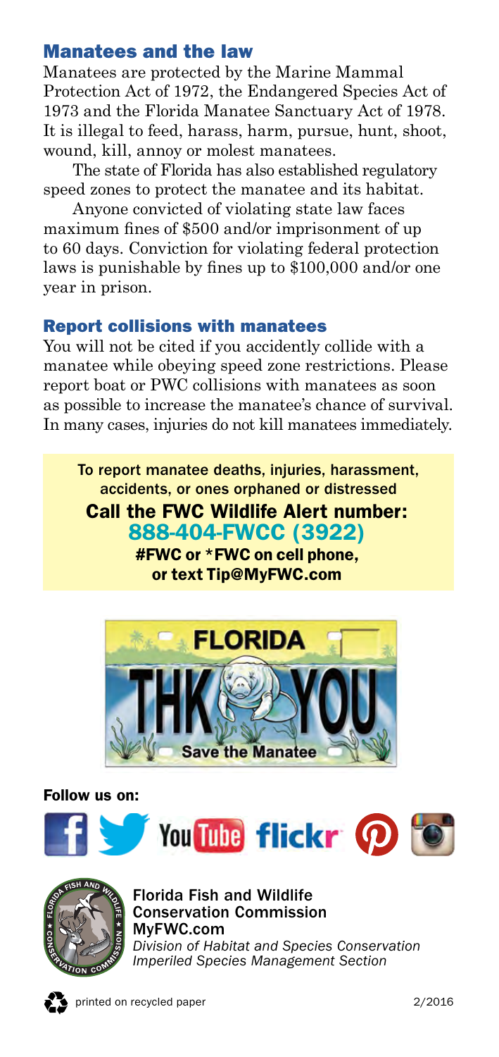## Manatees and the law

Manatees are protected by the Marine Mammal Protection Act of 1972, the Endangered Species Act of 1973 and the Florida Manatee Sanctuary Act of 1978. It is illegal to feed, harass, harm, pursue, hunt, shoot, wound, kill, annoy or molest manatees.

The state of Florida has also established regulatory speed zones to protect the manatee and its habitat.

Anyone convicted of violating state law faces maximum fines of $500 and/or imprisonment of up to 60 days. Conviction for violating federal protection laws is punishable by fines up to $100,000 and/or one year in prison.

## Report collisions with manatees

You will not be cited if you accidently collide with a manatee while obeying speed zone restrictions. Please report boat or PWC collisions with manatees as soon as possible to increase the manatee's chance of survival. In many cases, injuries do not kill manatees immediately.

To report manatee deaths, injuries, harassment, accidents, or ones orphaned or distressed

**Call the FWC Wildlife Alert number:**
**888-404-FWCC (3922)**
**#FWC or *FWC on cell phone, or text Tip@MyFWC.com**

FLORIDA
THK YOU
Save the Manatee

**Follow us on:**

Florida Fish and Wildlife Conservation Commission
MyFWC.com
*Division of Habitat and Species Conservation*
*Imperiled Species Management Section*

printed on recycled paper 2/2016